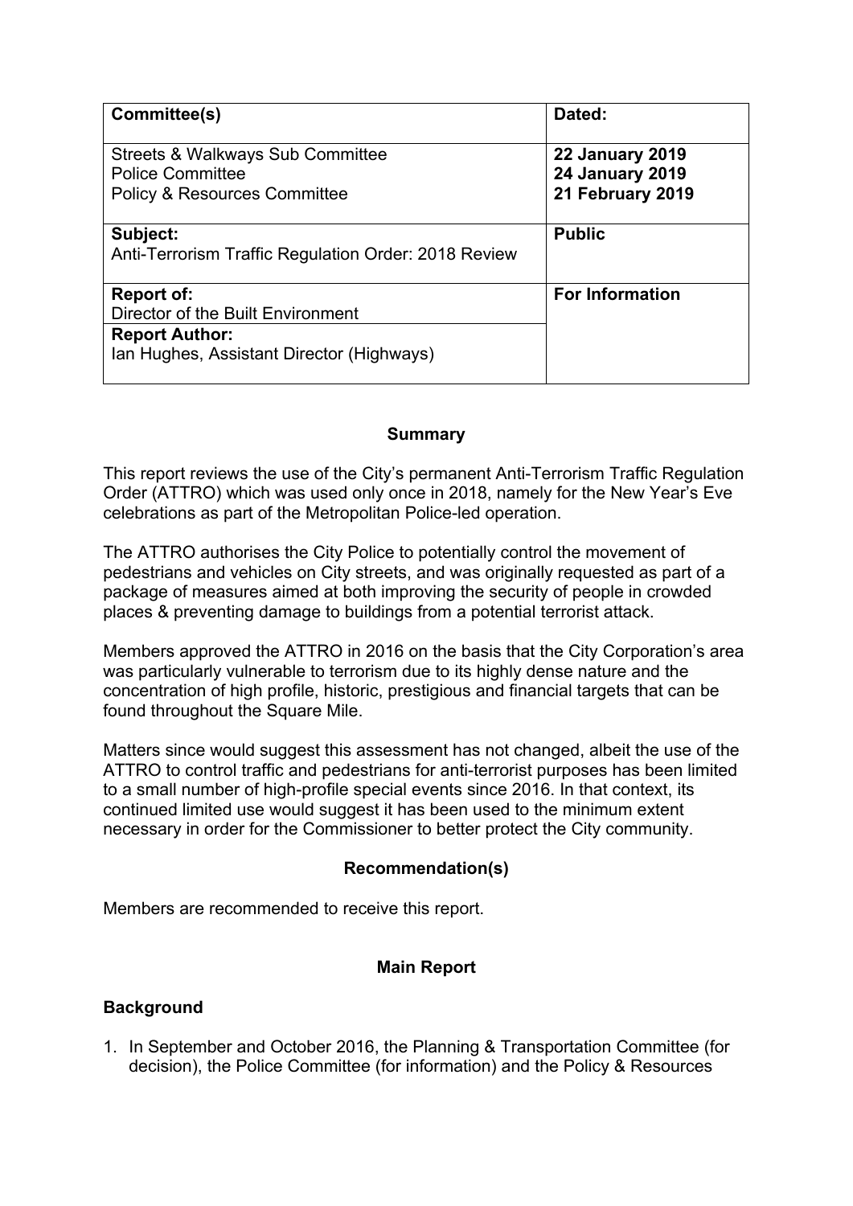| Committee(s) | Dated: |
| --- | --- |
| Streets & Walkways Sub Committee<br>Police Committee<br>Policy & Resources Committee | **22 January 2019**<br>**24 January 2019**<br>**21 February 2019** |
| **Subject:**<br>Anti-Terrorism Traffic Regulation Order: 2018 Review | **Public** |
| **Report of:**<br>Director of the Built Environment | **For Information** |
| **Report Author:**<br>Ian Hughes, Assistant Director (Highways) | |

## Summary

This report reviews the use of the City's permanent Anti-Terrorism Traffic Regulation Order (ATTRO) which was used only once in 2018, namely for the New Year's Eve celebrations as part of the Metropolitan Police-led operation.

The ATTRO authorises the City Police to potentially control the movement of pedestrians and vehicles on City streets, and was originally requested as part of a package of measures aimed at both improving the security of people in crowded places & preventing damage to buildings from a potential terrorist attack.

Members approved the ATTRO in 2016 on the basis that the City Corporation's area was particularly vulnerable to terrorism due to its highly dense nature and the concentration of high profile, historic, prestigious and financial targets that can be found throughout the Square Mile.

Matters since would suggest this assessment has not changed, albeit the use of the ATTRO to control traffic and pedestrians for anti-terrorist purposes has been limited to a small number of high-profile special events since 2016. In that context, its continued limited use would suggest it has been used to the minimum extent necessary in order for the Commissioner to better protect the City community.

## Recommendation(s)

Members are recommended to receive this report.

## Main Report

### Background

1. In September and October 2016, the Planning & Transportation Committee (for decision), the Police Committee (for information) and the Policy & Resources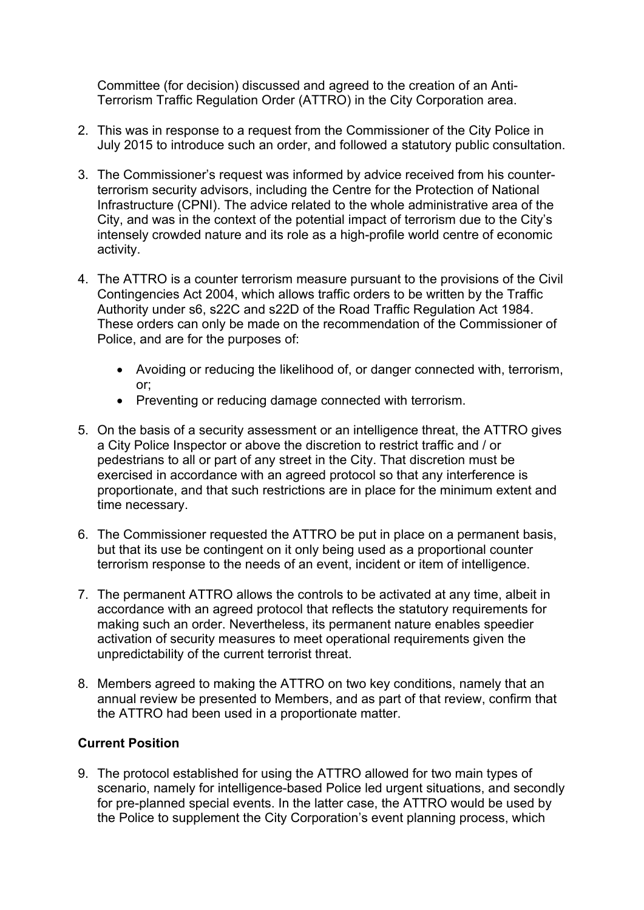Committee (for decision) discussed and agreed to the creation of an Anti-Terrorism Traffic Regulation Order (ATTRO) in the City Corporation area.

2. This was in response to a request from the Commissioner of the City Police in July 2015 to introduce such an order, and followed a statutory public consultation.

3. The Commissioner's request was informed by advice received from his counter-terrorism security advisors, including the Centre for the Protection of National Infrastructure (CPNI). The advice related to the whole administrative area of the City, and was in the context of the potential impact of terrorism due to the City's intensely crowded nature and its role as a high-profile world centre of economic activity.

4. The ATTRO is a counter terrorism measure pursuant to the provisions of the Civil Contingencies Act 2004, which allows traffic orders to be written by the Traffic Authority under s6, s22C and s22D of the Road Traffic Regulation Act 1984. These orders can only be made on the recommendation of the Commissioner of Police, and are for the purposes of:

    - Avoiding or reducing the likelihood of, or danger connected with, terrorism, or;
    - Preventing or reducing damage connected with terrorism.

5. On the basis of a security assessment or an intelligence threat, the ATTRO gives a City Police Inspector or above the discretion to restrict traffic and / or pedestrians to all or part of any street in the City. That discretion must be exercised in accordance with an agreed protocol so that any interference is proportionate, and that such restrictions are in place for the minimum extent and time necessary.

6. The Commissioner requested the ATTRO be put in place on a permanent basis, but that its use be contingent on it only being used as a proportional counter terrorism response to the needs of an event, incident or item of intelligence.

7. The permanent ATTRO allows the controls to be activated at any time, albeit in accordance with an agreed protocol that reflects the statutory requirements for making such an order. Nevertheless, its permanent nature enables speedier activation of security measures to meet operational requirements given the unpredictability of the current terrorist threat.

8. Members agreed to making the ATTRO on two key conditions, namely that an annual review be presented to Members, and as part of that review, confirm that the ATTRO had been used in a proportionate matter.

**Current Position**

9. The protocol established for using the ATTRO allowed for two main types of scenario, namely for intelligence-based Police led urgent situations, and secondly for pre-planned special events. In the latter case, the ATTRO would be used by the Police to supplement the City Corporation's event planning process, which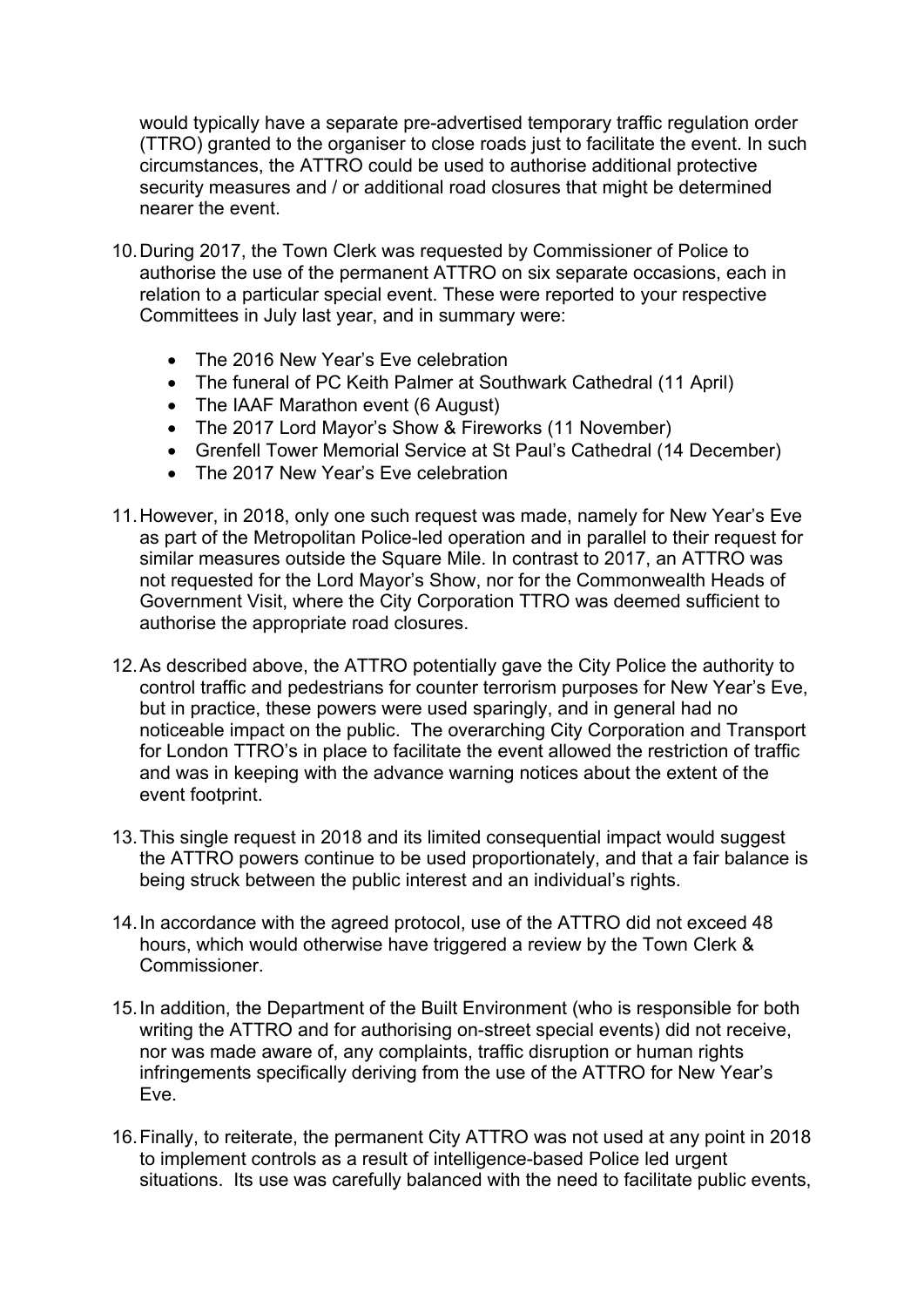would typically have a separate pre-advertised temporary traffic regulation order (TTRO) granted to the organiser to close roads just to facilitate the event. In such circumstances, the ATTRO could be used to authorise additional protective security measures and / or additional road closures that might be determined nearer the event.

10. During 2017, the Town Clerk was requested by Commissioner of Police to authorise the use of the permanent ATTRO on six separate occasions, each in relation to a particular special event. These were reported to your respective Committees in July last year, and in summary were:

    - The 2016 New Year's Eve celebration
    - The funeral of PC Keith Palmer at Southwark Cathedral (11 April)
    - The IAAF Marathon event (6 August)
    - The 2017 Lord Mayor's Show & Fireworks (11 November)
    - Grenfell Tower Memorial Service at St Paul's Cathedral (14 December)
    - The 2017 New Year's Eve celebration

11. However, in 2018, only one such request was made, namely for New Year's Eve as part of the Metropolitan Police-led operation and in parallel to their request for similar measures outside the Square Mile. In contrast to 2017, an ATTRO was not requested for the Lord Mayor's Show, nor for the Commonwealth Heads of Government Visit, where the City Corporation TTRO was deemed sufficient to authorise the appropriate road closures.

12. As described above, the ATTRO potentially gave the City Police the authority to control traffic and pedestrians for counter terrorism purposes for New Year's Eve, but in practice, these powers were used sparingly, and in general had no noticeable impact on the public. The overarching City Corporation and Transport for London TTRO's in place to facilitate the event allowed the restriction of traffic and was in keeping with the advance warning notices about the extent of the event footprint.

13. This single request in 2018 and its limited consequential impact would suggest the ATTRO powers continue to be used proportionately, and that a fair balance is being struck between the public interest and an individual's rights.

14. In accordance with the agreed protocol, use of the ATTRO did not exceed 48 hours, which would otherwise have triggered a review by the Town Clerk & Commissioner.

15. In addition, the Department of the Built Environment (who is responsible for both writing the ATTRO and for authorising on-street special events) did not receive, nor was made aware of, any complaints, traffic disruption or human rights infringements specifically deriving from the use of the ATTRO for New Year's Eve.

16. Finally, to reiterate, the permanent City ATTRO was not used at any point in 2018 to implement controls as a result of intelligence-based Police led urgent situations. Its use was carefully balanced with the need to facilitate public events,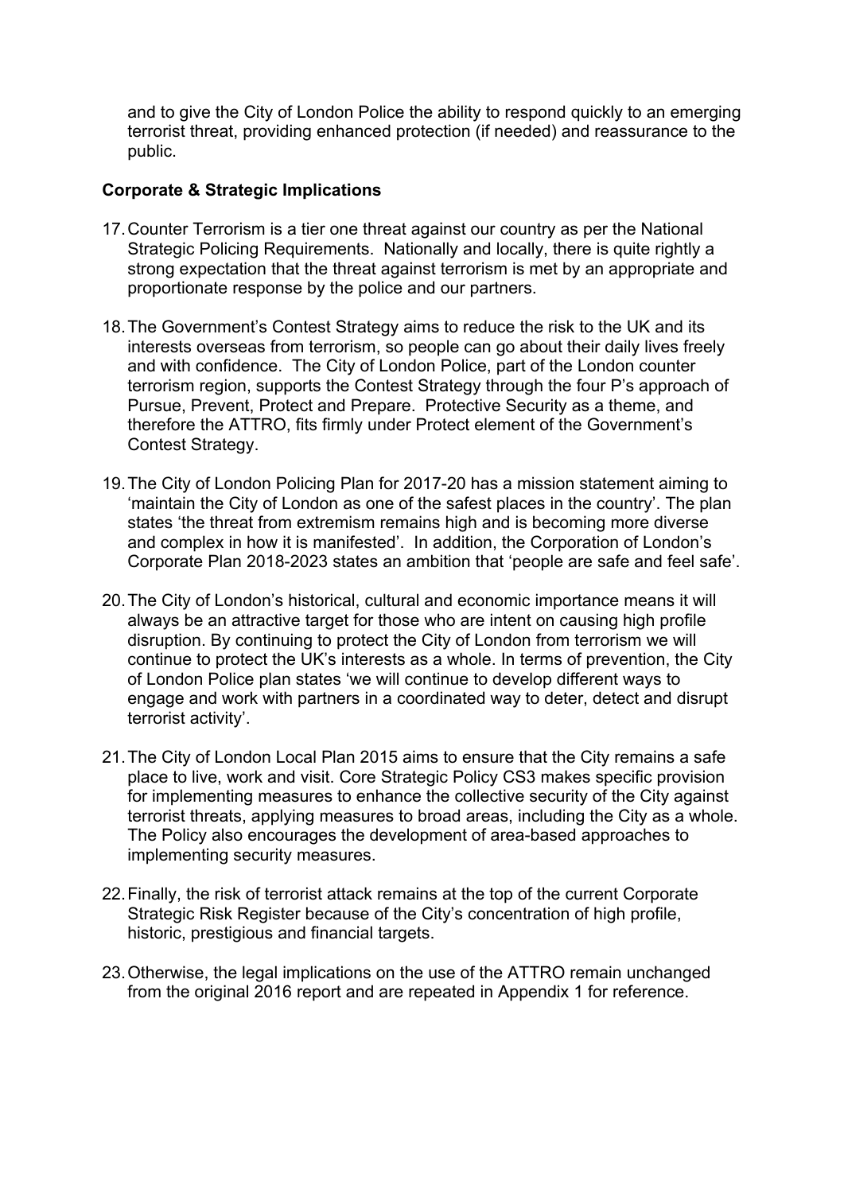and to give the City of London Police the ability to respond quickly to an emerging terrorist threat, providing enhanced protection (if needed) and reassurance to the public.

**Corporate & Strategic Implications**

17. Counter Terrorism is a tier one threat against our country as per the National Strategic Policing Requirements. Nationally and locally, there is quite rightly a strong expectation that the threat against terrorism is met by an appropriate and proportionate response by the police and our partners.

18. The Government's Contest Strategy aims to reduce the risk to the UK and its interests overseas from terrorism, so people can go about their daily lives freely and with confidence. The City of London Police, part of the London counter terrorism region, supports the Contest Strategy through the four P's approach of Pursue, Prevent, Protect and Prepare. Protective Security as a theme, and therefore the ATTRO, fits firmly under Protect element of the Government's Contest Strategy.

19. The City of London Policing Plan for 2017-20 has a mission statement aiming to 'maintain the City of London as one of the safest places in the country'. The plan states 'the threat from extremism remains high and is becoming more diverse and complex in how it is manifested'. In addition, the Corporation of London's Corporate Plan 2018-2023 states an ambition that 'people are safe and feel safe'.

20. The City of London's historical, cultural and economic importance means it will always be an attractive target for those who are intent on causing high profile disruption. By continuing to protect the City of London from terrorism we will continue to protect the UK's interests as a whole. In terms of prevention, the City of London Police plan states 'we will continue to develop different ways to engage and work with partners in a coordinated way to deter, detect and disrupt terrorist activity'.

21. The City of London Local Plan 2015 aims to ensure that the City remains a safe place to live, work and visit. Core Strategic Policy CS3 makes specific provision for implementing measures to enhance the collective security of the City against terrorist threats, applying measures to broad areas, including the City as a whole. The Policy also encourages the development of area-based approaches to implementing security measures.

22. Finally, the risk of terrorist attack remains at the top of the current Corporate Strategic Risk Register because of the City's concentration of high profile, historic, prestigious and financial targets.

23. Otherwise, the legal implications on the use of the ATTRO remain unchanged from the original 2016 report and are repeated in Appendix 1 for reference.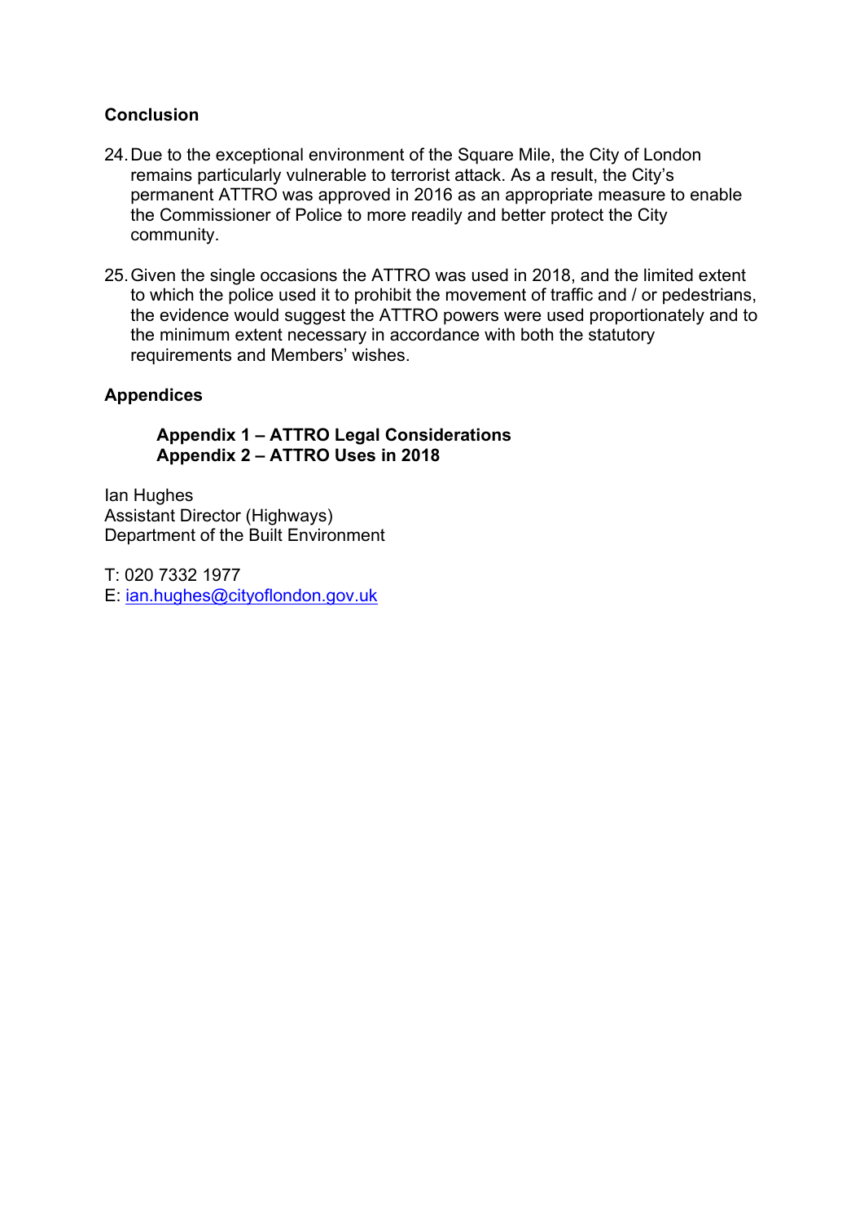## Conclusion

24. Due to the exceptional environment of the Square Mile, the City of London remains particularly vulnerable to terrorist attack. As a result, the City's permanent ATTRO was approved in 2016 as an appropriate measure to enable the Commissioner of Police to more readily and better protect the City community.

25. Given the single occasions the ATTRO was used in 2018, and the limited extent to which the police used it to prohibit the movement of traffic and / or pedestrians, the evidence would suggest the ATTRO powers were used proportionately and to the minimum extent necessary in accordance with both the statutory requirements and Members' wishes.

## Appendices

**Appendix 1 – ATTRO Legal Considerations**
**Appendix 2 – ATTRO Uses in 2018**

Ian Hughes
Assistant Director (Highways)
Department of the Built Environment

T: 020 7332 1977
E: ian.hughes@cityoflondon.gov.uk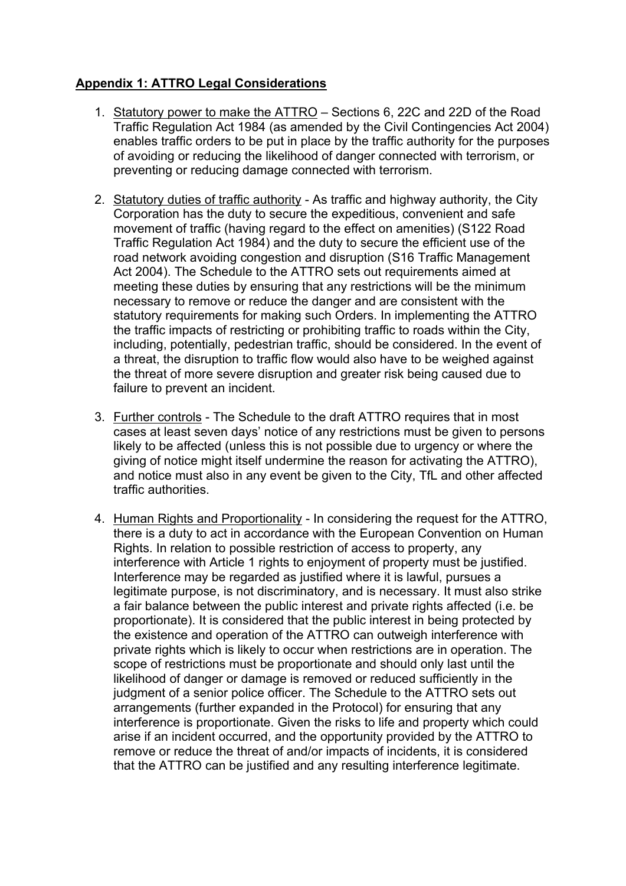## Appendix 1: ATTRO Legal Considerations

1. Statutory power to make the ATTRO – Sections 6, 22C and 22D of the Road Traffic Regulation Act 1984 (as amended by the Civil Contingencies Act 2004) enables traffic orders to be put in place by the traffic authority for the purposes of avoiding or reducing the likelihood of danger connected with terrorism, or preventing or reducing damage connected with terrorism.

2. Statutory duties of traffic authority - As traffic and highway authority, the City Corporation has the duty to secure the expeditious, convenient and safe movement of traffic (having regard to the effect on amenities) (S122 Road Traffic Regulation Act 1984) and the duty to secure the efficient use of the road network avoiding congestion and disruption (S16 Traffic Management Act 2004). The Schedule to the ATTRO sets out requirements aimed at meeting these duties by ensuring that any restrictions will be the minimum necessary to remove or reduce the danger and are consistent with the statutory requirements for making such Orders. In implementing the ATTRO the traffic impacts of restricting or prohibiting traffic to roads within the City, including, potentially, pedestrian traffic, should be considered. In the event of a threat, the disruption to traffic flow would also have to be weighed against the threat of more severe disruption and greater risk being caused due to failure to prevent an incident.

3. Further controls - The Schedule to the draft ATTRO requires that in most cases at least seven days' notice of any restrictions must be given to persons likely to be affected (unless this is not possible due to urgency or where the giving of notice might itself undermine the reason for activating the ATTRO), and notice must also in any event be given to the City, TfL and other affected traffic authorities.

4. Human Rights and Proportionality - In considering the request for the ATTRO, there is a duty to act in accordance with the European Convention on Human Rights. In relation to possible restriction of access to property, any interference with Article 1 rights to enjoyment of property must be justified. Interference may be regarded as justified where it is lawful, pursues a legitimate purpose, is not discriminatory, and is necessary. It must also strike a fair balance between the public interest and private rights affected (i.e. be proportionate). It is considered that the public interest in being protected by the existence and operation of the ATTRO can outweigh interference with private rights which is likely to occur when restrictions are in operation. The scope of restrictions must be proportionate and should only last until the likelihood of danger or damage is removed or reduced sufficiently in the judgment of a senior police officer. The Schedule to the ATTRO sets out arrangements (further expanded in the Protocol) for ensuring that any interference is proportionate. Given the risks to life and property which could arise if an incident occurred, and the opportunity provided by the ATTRO to remove or reduce the threat of and/or impacts of incidents, it is considered that the ATTRO can be justified and any resulting interference legitimate.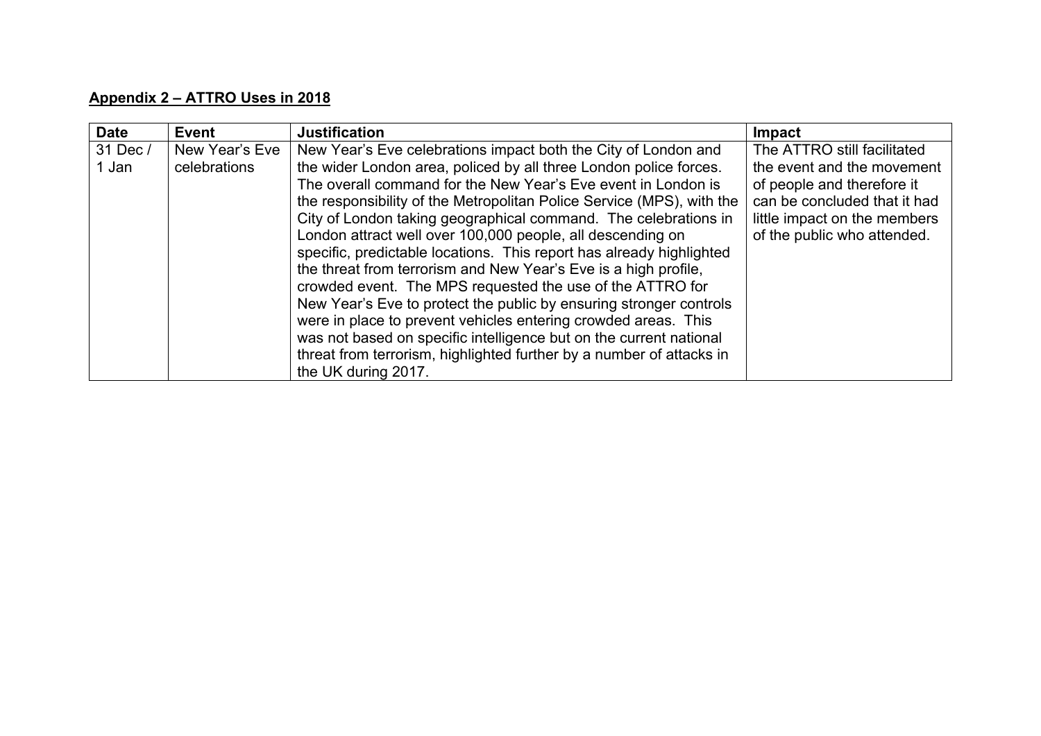**Appendix 2 – ATTRO Uses in 2018**

| Date | Event | Justification | Impact |
|---|---|---|---|
| 31 Dec / 1 Jan | New Year's Eve celebrations | New Year's Eve celebrations impact both the City of London and the wider London area, policed by all three London police forces. The overall command for the New Year's Eve event in London is the responsibility of the Metropolitan Police Service (MPS), with the City of London taking geographical command. The celebrations in London attract well over 100,000 people, all descending on specific, predictable locations. This report has already highlighted the threat from terrorism and New Year's Eve is a high profile, crowded event. The MPS requested the use of the ATTRO for New Year's Eve to protect the public by ensuring stronger controls were in place to prevent vehicles entering crowded areas. This was not based on specific intelligence but on the current national threat from terrorism, highlighted further by a number of attacks in the UK during 2017. | The ATTRO still facilitated the event and the movement of people and therefore it can be concluded that it had little impact on the members of the public who attended. |